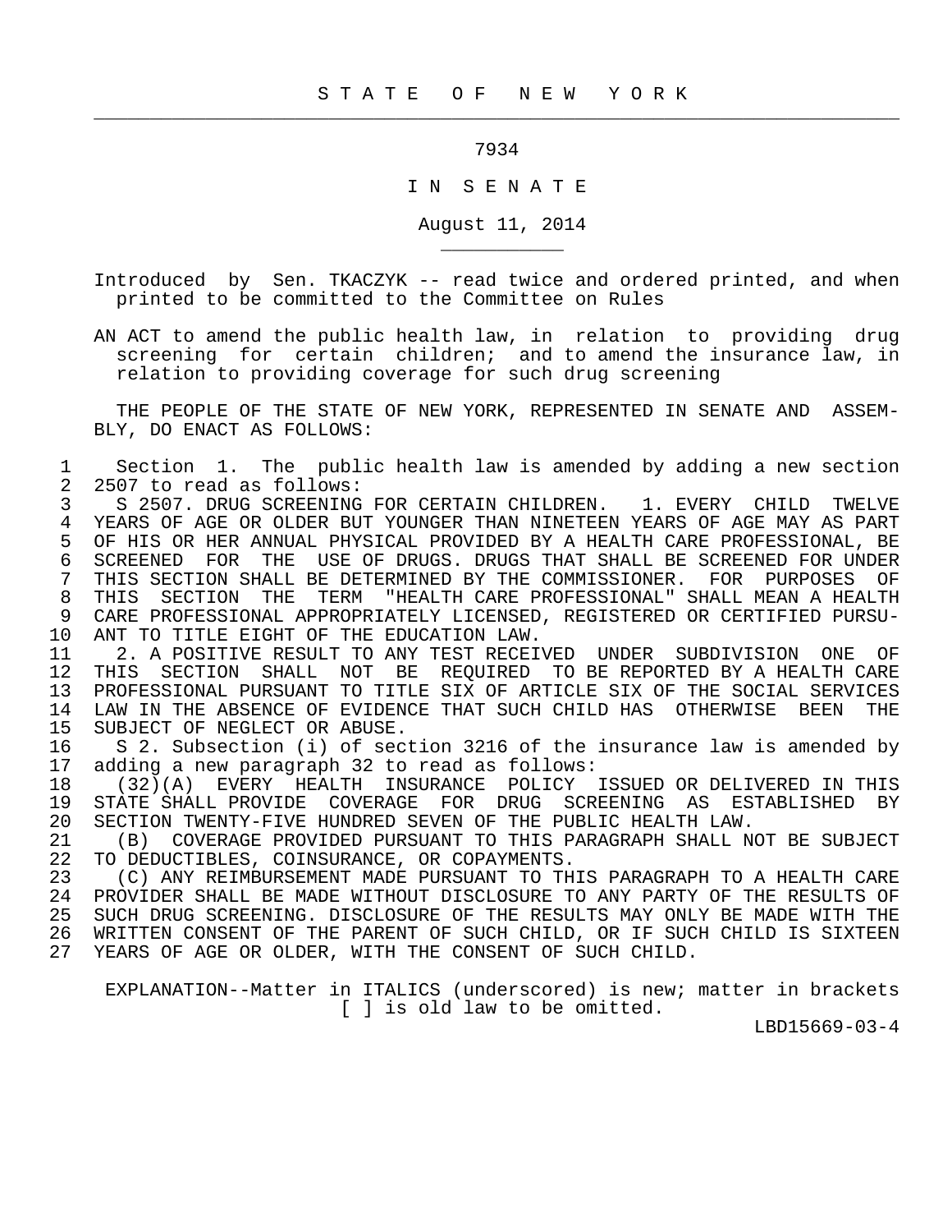S T A T E   O F   N E W   Y O R K

---

7934

I N  S E N A T E

August 11, 2014

---

Introduced by Sen. TKACZYK -- read twice and ordered printed, and when printed to be committed to the Committee on Rules

AN ACT to amend the public health law, in relation to providing drug screening for certain children; and to amend the insurance law, in relation to providing coverage for such drug screening

THE PEOPLE OF THE STATE OF NEW YORK, REPRESENTED IN SENATE AND ASSEMBLY, DO ENACT AS FOLLOWS:

1 Section 1. The public health law is amended by adding a new section
2 2507 to read as follows:
3 S 2507. DRUG SCREENING FOR CERTAIN CHILDREN. 1. EVERY CHILD TWELVE
4 YEARS OF AGE OR OLDER BUT YOUNGER THAN NINETEEN YEARS OF AGE MAY AS PART
5 OF HIS OR HER ANNUAL PHYSICAL PROVIDED BY A HEALTH CARE PROFESSIONAL, BE
6 SCREENED FOR THE USE OF DRUGS. DRUGS THAT SHALL BE SCREENED FOR UNDER
7 THIS SECTION SHALL BE DETERMINED BY THE COMMISSIONER. FOR PURPOSES OF
8 THIS SECTION THE TERM "HEALTH CARE PROFESSIONAL" SHALL MEAN A HEALTH
9 CARE PROFESSIONAL APPROPRIATELY LICENSED, REGISTERED OR CERTIFIED PURSU-
10 ANT TO TITLE EIGHT OF THE EDUCATION LAW.
11 2. A POSITIVE RESULT TO ANY TEST RECEIVED UNDER SUBDIVISION ONE OF
12 THIS SECTION SHALL NOT BE REQUIRED TO BE REPORTED BY A HEALTH CARE
13 PROFESSIONAL PURSUANT TO TITLE SIX OF ARTICLE SIX OF THE SOCIAL SERVICES
14 LAW IN THE ABSENCE OF EVIDENCE THAT SUCH CHILD HAS OTHERWISE BEEN THE
15 SUBJECT OF NEGLECT OR ABUSE.
16 S 2. Subsection (i) of section 3216 of the insurance law is amended by
17 adding a new paragraph 32 to read as follows:
18 (32)(A) EVERY HEALTH INSURANCE POLICY ISSUED OR DELIVERED IN THIS
19 STATE SHALL PROVIDE COVERAGE FOR DRUG SCREENING AS ESTABLISHED BY
20 SECTION TWENTY-FIVE HUNDRED SEVEN OF THE PUBLIC HEALTH LAW.
21 (B) COVERAGE PROVIDED PURSUANT TO THIS PARAGRAPH SHALL NOT BE SUBJECT
22 TO DEDUCTIBLES, COINSURANCE, OR COPAYMENTS.
23 (C) ANY REIMBURSEMENT MADE PURSUANT TO THIS PARAGRAPH TO A HEALTH CARE
24 PROVIDER SHALL BE MADE WITHOUT DISCLOSURE TO ANY PARTY OF THE RESULTS OF
25 SUCH DRUG SCREENING. DISCLOSURE OF THE RESULTS MAY ONLY BE MADE WITH THE
26 WRITTEN CONSENT OF THE PARENT OF SUCH CHILD, OR IF SUCH CHILD IS SIXTEEN
27 YEARS OF AGE OR OLDER, WITH THE CONSENT OF SUCH CHILD.

EXPLANATION--Matter in ITALICS (underscored) is new; matter in brackets [ ] is old law to be omitted.

LBD15669-03-4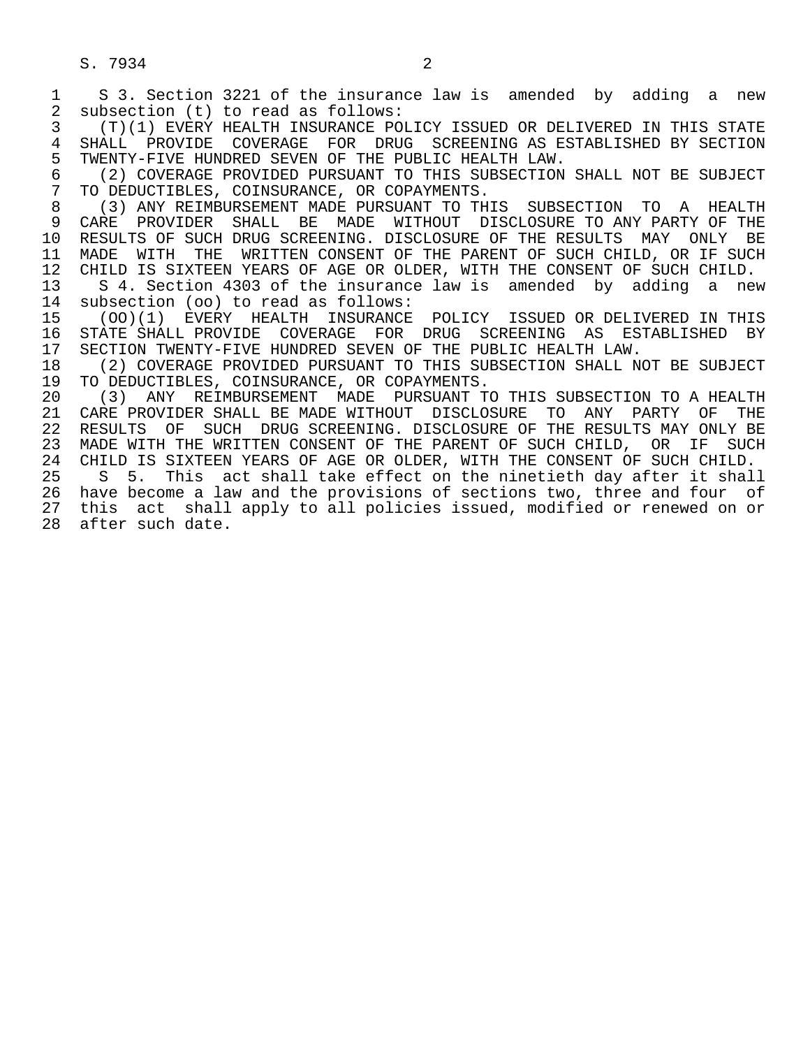S 3. Section 3221 of the insurance law is amended by adding a new subsection (t) to read as follows:

(T)(1) EVERY HEALTH INSURANCE POLICY ISSUED OR DELIVERED IN THIS STATE SHALL PROVIDE COVERAGE FOR DRUG SCREENING AS ESTABLISHED BY SECTION TWENTY-FIVE HUNDRED SEVEN OF THE PUBLIC HEALTH LAW.

(2) COVERAGE PROVIDED PURSUANT TO THIS SUBSECTION SHALL NOT BE SUBJECT TO DEDUCTIBLES, COINSURANCE, OR COPAYMENTS.

(3) ANY REIMBURSEMENT MADE PURSUANT TO THIS SUBSECTION TO A HEALTH CARE PROVIDER SHALL BE MADE WITHOUT DISCLOSURE TO ANY PARTY OF THE RESULTS OF SUCH DRUG SCREENING. DISCLOSURE OF THE RESULTS MAY ONLY BE MADE WITH THE WRITTEN CONSENT OF THE PARENT OF SUCH CHILD, OR IF SUCH CHILD IS SIXTEEN YEARS OF AGE OR OLDER, WITH THE CONSENT OF SUCH CHILD.

S 4. Section 4303 of the insurance law is amended by adding a new subsection (oo) to read as follows:

(OO)(1) EVERY HEALTH INSURANCE POLICY ISSUED OR DELIVERED IN THIS STATE SHALL PROVIDE COVERAGE FOR DRUG SCREENING AS ESTABLISHED BY SECTION TWENTY-FIVE HUNDRED SEVEN OF THE PUBLIC HEALTH LAW.

(2) COVERAGE PROVIDED PURSUANT TO THIS SUBSECTION SHALL NOT BE SUBJECT TO DEDUCTIBLES, COINSURANCE, OR COPAYMENTS.

(3) ANY REIMBURSEMENT MADE PURSUANT TO THIS SUBSECTION TO A HEALTH CARE PROVIDER SHALL BE MADE WITHOUT DISCLOSURE TO ANY PARTY OF THE RESULTS OF SUCH DRUG SCREENING. DISCLOSURE OF THE RESULTS MAY ONLY BE MADE WITH THE WRITTEN CONSENT OF THE PARENT OF SUCH CHILD, OR IF SUCH CHILD IS SIXTEEN YEARS OF AGE OR OLDER, WITH THE CONSENT OF SUCH CHILD.

S 5. This act shall take effect on the ninetieth day after it shall have become a law and the provisions of sections two, three and four of this act shall apply to all policies issued, modified or renewed on or after such date.